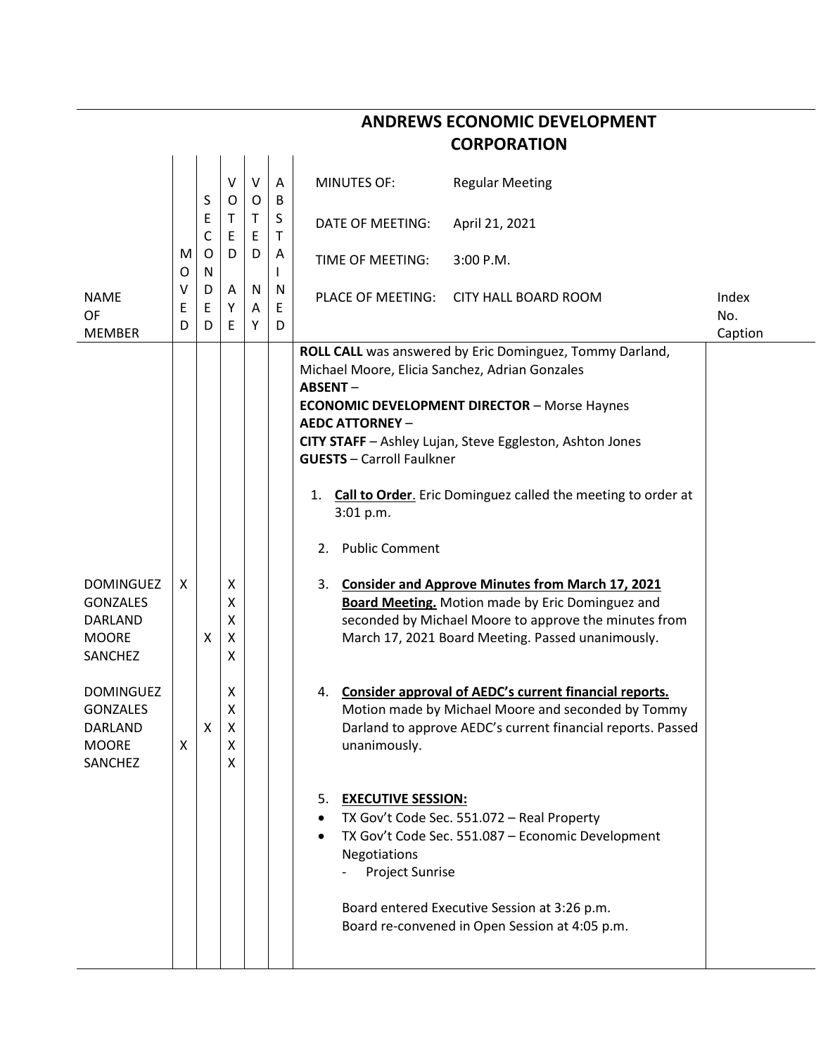# ANDREWS ECONOMIC DEVELOPMENT CORPORATION

| NAME OF MEMBER | MOVED | SECONDED | VOTED AYE | VOTED NAY | ABSTAINED | MINUTES OF: Regular Meeting<br>DATE OF MEETING: April 21, 2021<br>TIME OF MEETING: 3:00 P.M.<br>PLACE OF MEETING: CITY HALL BOARD ROOM | Index No. Caption |
|---|---|---|---|---|---|---|---|
| | | | | | | **ROLL CALL** was answered by Eric Dominguez, Tommy Darland, Michael Moore, Elicia Sanchez, Adrian Gonzales<br>**ABSENT** –<br>**ECONOMIC DEVELOPMENT DIRECTOR** – Morse Haynes<br>**AEDC ATTORNEY** –<br>**CITY STAFF** – Ashley Lujan, Steve Eggleston, Ashton Jones<br>**GUESTS** – Carroll Faulkner | |
| | | | | | | 1. **Call to Order**. Eric Dominguez called the meeting to order at 3:01 p.m. | |
| | | | | | | 2. Public Comment | |
| DOMINGUEZ | X | | X | | | 3. **Consider and Approve Minutes from March 17, 2021 Board Meeting.** Motion made by Eric Dominguez and seconded by Michael Moore to approve the minutes from March 17, 2021 Board Meeting. Passed unanimously. | |
| GONZALES | | | X | | | | |
| DARLAND | | | X | | | | |
| MOORE | | X | X | | | | |
| SANCHEZ | | | X | | | | |
| DOMINGUEZ | | | X | | | 4. **Consider approval of AEDC's current financial reports.** Motion made by Michael Moore and seconded by Tommy Darland to approve AEDC's current financial reports. Passed unanimously. | |
| GONZALES | | | X | | | | |
| DARLAND | | X | X | | | | |
| MOORE | X | | X | | | | |
| SANCHEZ | | | X | | | | |
| | | | | | | 5. **EXECUTIVE SESSION:**<br>• TX Gov't Code Sec. 551.072 – Real Property<br>• TX Gov't Code Sec. 551.087 – Economic Development Negotiations<br>- Project Sunrise<br><br>Board entered Executive Session at 3:26 p.m.<br>Board re-convened in Open Session at 4:05 p.m. | |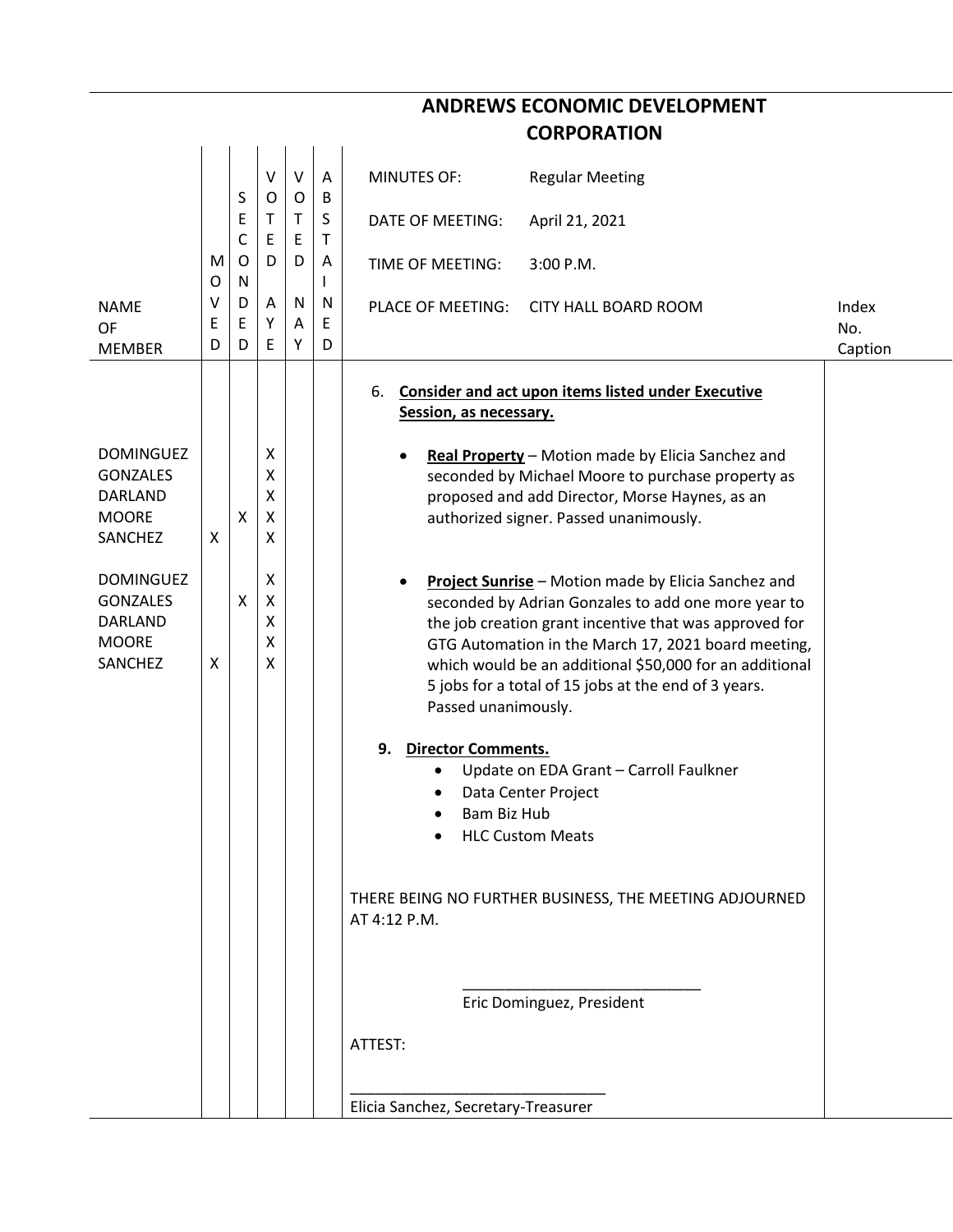# ANDREWS ECONOMIC DEVELOPMENT CORPORATION

| NAME OF MEMBER | MOVED | SECONDED | VOTED AYE | VOTED NAY | ABSTAINED | | Index No. Caption |
|---|---|---|---|---|---|---|---|
| | | | | | | MINUTES OF: Regular Meeting<br>DATE OF MEETING: April 21, 2021<br>TIME OF MEETING: 3:00 P.M.<br>PLACE OF MEETING: CITY HALL BOARD ROOM | |
| | | | | | | 6. **Consider and act upon items listed under Executive Session, as necessary.** | |
| DOMINGUEZ | | | X | | | • **Real Property** – Motion made by Elicia Sanchez and seconded by Michael Moore to purchase property as proposed and add Director, Morse Haynes, as an authorized signer. Passed unanimously. | |
| GONZALES | | | X | | | | |
| DARLAND | | | X | | | | |
| MOORE | | X | X | | | | |
| SANCHEZ | X | | X | | | | |
| DOMINGUEZ | | | X | | | • **Project Sunrise** – Motion made by Elicia Sanchez and seconded by Adrian Gonzales to add one more year to the job creation grant incentive that was approved for GTG Automation in the March 17, 2021 board meeting, which would be an additional $50,000 for an additional 5 jobs for a total of 15 jobs at the end of 3 years. Passed unanimously. | |
| GONZALES | | X | X | | | | |
| DARLAND | | | X | | | | |
| MOORE | | | X | | | | |
| SANCHEZ | X | | X | | | | |

9. **Director Comments.**
   - Update on EDA Grant – Carroll Faulkner
   - Data Center Project
   - Bam Biz Hub
   - HLC Custom Meats

THERE BEING NO FURTHER BUSINESS, THE MEETING ADJOURNED AT 4:12 P.M.

____________________________
Eric Dominguez, President

ATTEST:

______________________________
Elicia Sanchez, Secretary-Treasurer